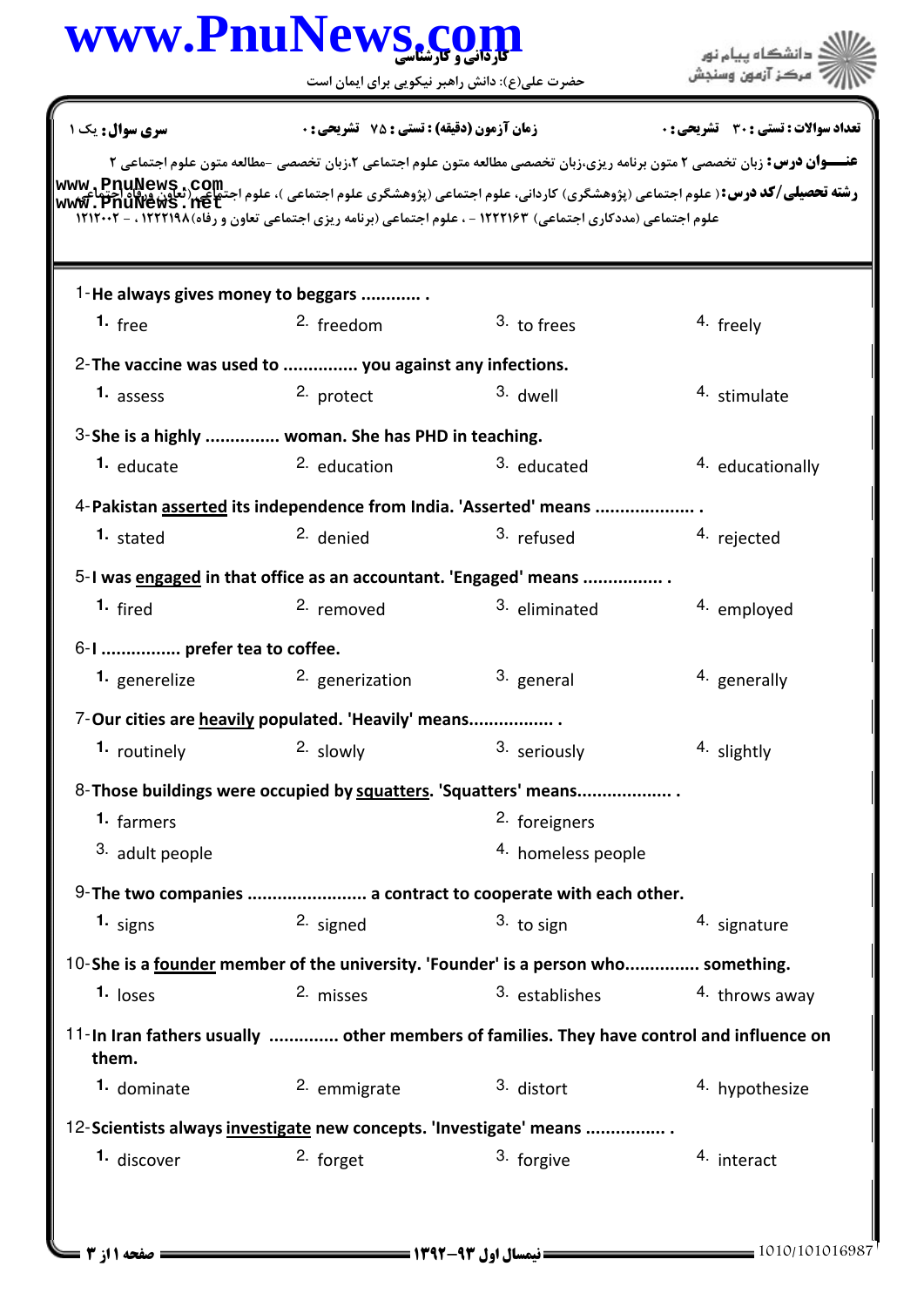**کاردانی و کارشناسی**

حضرت علی(ع): دانش راهبر نیکویی برای ایمان است

دانشگاه پیام نور
مرکز آزمون وسنجش

**سری سوال:** یک ۱ | **زمان آزمون (دقیقه) : تستی : ۷۵ تشریحی : ۰** | **تعداد سوالات : تستی : ۳۰ تشریحی : ۰**

**عنـــوان درس:** زبان تخصصی ۲ متون برنامه ریزی،زبان تخصصی مطالعه متون علوم اجتماعی ۲،زبان تخصصی -مطالعه متون علوم اجتماعی ۲

**رشته تحصیلی/کد درس:** ( علوم اجتماعی (پژوهشگری) کاردانی، علوم اجتماعی (پژوهشگری علوم اجتماعی )، علوم اجتماعی (تعاون ورفاه اجتماعی علوم اجتماعی (مددکاری اجتماعی) ۱۲۲۲۱۶۳ - ، علوم اجتماعی (برنامه ریزی اجتماعی تعاون و رفاه)۱۲۲۲۱۹۸ ، - ۱۲۱۲۰۰۲

1-**He always gives money to beggars ............ .**

1. free 2. freedom 3. to frees 4. freely

2-**The vaccine was used to ............... you against any infections.**

1. assess 2. protect 3. dwell 4. stimulate

3-**She is a highly ............... woman. She has PHD in teaching.**

1. educate 2. education 3. educated 4. educationally

4-**Pakistan asserted its independence from India. 'Asserted' means .................... .**

1. stated 2. denied 3. refused 4. rejected

5-**I was engaged in that office as an accountant. 'Engaged' means ................ .**

1. fired 2. removed 3. eliminated 4. employed

6-**I ................ prefer tea to coffee.**

1. generelize 2. generization 3. general 4. generally

7-**Our cities are heavily populated. 'Heavily' means................. .**

1. routinely 2. slowly 3. seriously 4. slightly

8-**Those buildings were occupied by squatters. 'Squatters' means................... .**

1. farmers 2. foreigners 3. adult people 4. homeless people

9-**The two companies ........................ a contract to cooperate with each other.**

1. signs 2. signed 3. to sign 4. signature

10-**She is a founder member of the university. 'Founder' is a person who.............. something.**

1. loses 2. misses 3. establishes 4. throws away

11-**In Iran fathers usually .............. other members of families. They have control and influence on them.**

1. dominate 2. emmigrate 3. distort 4. hypothesize

12-**Scientists always investigate new concepts. 'Investigate' means ................ .**

1. discover 2. forget 3. forgive 4. interact

نیمسال اول ۹۳-۱۳۹۲

1010/101016987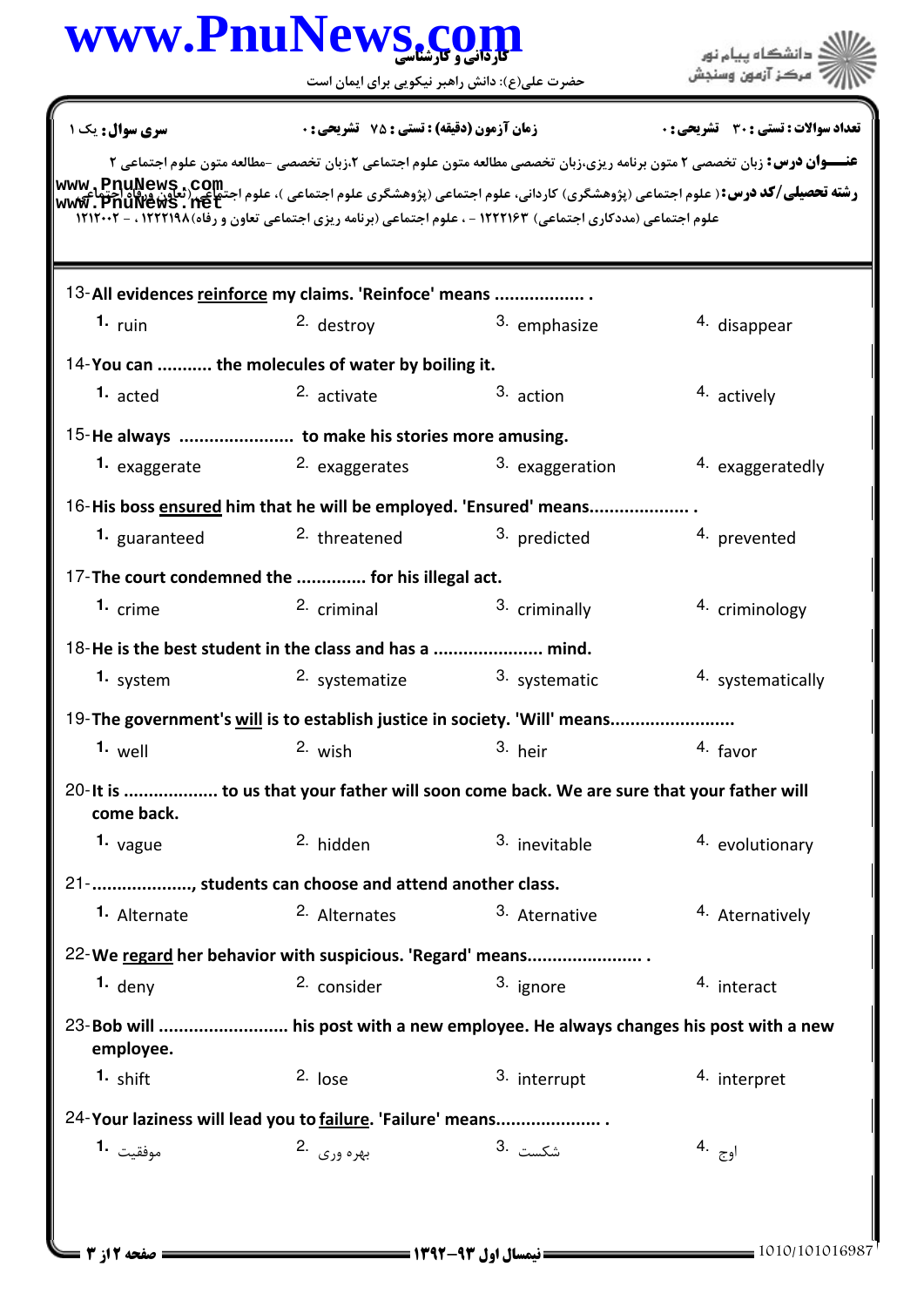**سری سوال:** یک ۱ | **زمان آزمون (دقیقه) : تستی : ۷۵ تشریحی : ۰** | **تعداد سوالات : تستی : ۳۰ تشریحی : ۰**

**عنـــوان درس:** زبان تخصصی ۲ متون برنامه ریزی،زبان تخصصی مطالعه متون علوم اجتماعی ۲،زبان تخصصی -مطالعه متون علوم اجتماعی ۲

**رشته تحصیلی/کد درس:** ( علوم اجتماعی (پژوهشگری) کاردانی، علوم اجتماعی (پژوهشگری علوم اجتماعی )، علوم اجتماعی (تعاون ورفاه اجتماعی) علوم اجتماعی (مددکاری اجتماعی) ۱۲۲۲۱۶۳ - ، علوم اجتماعی (برنامه ریزی اجتماعی تعاون و رفاه)۱۲۲۲۱۹۸ ، - ۱۲۱۲۰۰۲

13-All evidences reinforce my claims. 'Reinfoce' means .................. .

1. ruin
2. destroy
3. emphasize
4. disappear

14-You can ........... the molecules of water by boiling it.

1. acted
2. activate
3. action
4. actively

15-He always ....................... to make his stories more amusing.

1. exaggerate
2. exaggerates
3. exaggeration
4. exaggeratedly

16-His boss ensured him that he will be employed. 'Ensured' means.................... .

1. guaranteed
2. threatened
3. predicted
4. prevented

17-The court condemned the .............. for his illegal act.

1. crime
2. criminal
3. criminally
4. criminology

18-He is the best student in the class and has a ...................... mind.

1. system
2. systematize
3. systematic
4. systematically

19-The government's will is to establish justice in society. 'Will' means........................

1. well
2. wish
3. heir
4. favor

20-It is .................. to us that your father will soon come back. We are sure that your father will come back.

1. vague
2. hidden
3. inevitable
4. evolutionary

21-...................., students can choose and attend another class.

1. Alternate
2. Alternates
3. Aternative
4. Aternatively

22-We regard her behavior with suspicious. 'Regard' means....................... .

1. deny
2. consider
3. ignore
4. interact

23-Bob will ......................... his post with a new employee. He always changes his post with a new employee.

1. shift
2. lose
3. interrupt
4. interpret

24-Your laziness will lead you to failure. 'Failure' means..................... .

1. موفقیت
2. بهره وری
3. شکست
4. اوج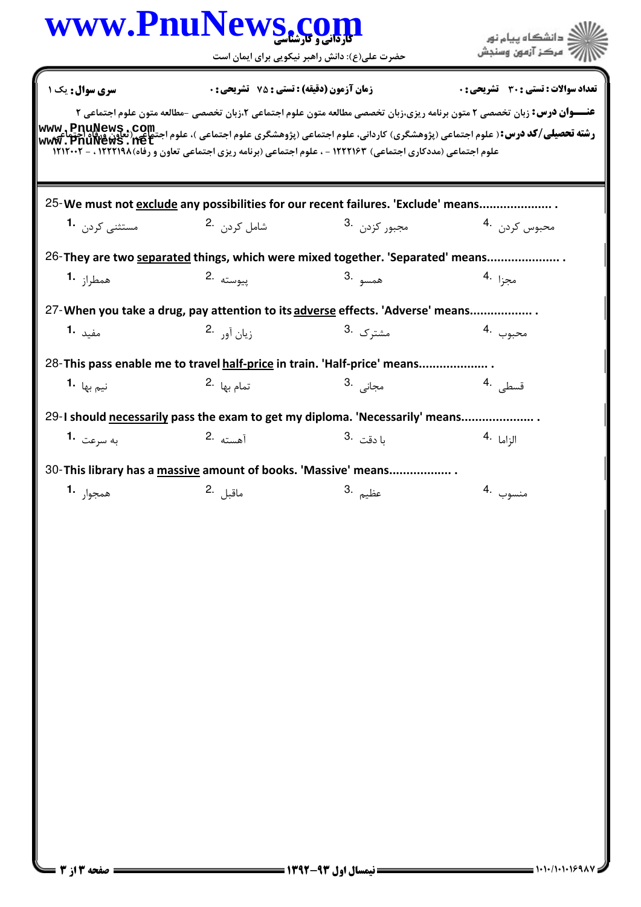**سری سوال:** یک ۱ | **زمان آزمون (دقیقه) : تستی : ۷۵ تشریحی : ۰** | **تعداد سوالات : تستی : ۳۰ تشریحی : ۰**

**عنـــوان درس:** زبان تخصصی ۲ متون برنامه ریزی،زبان تخصصی مطالعه متون علوم اجتماعی ۲،زبان تخصصی -مطالعه متون علوم اجتماعی ۲

**رشته تحصیلی/کد درس:** ( علوم اجتماعی (پژوهشگری) کاردانی، علوم اجتماعی (پژوهشگری علوم اجتماعی )، علوم اجتماعی (تعاون ورفاه اجتماعی)، علوم اجتماعی (مددکاری اجتماعی) ۱۲۲۲۱۶۳ - ، علوم اجتماعی (برنامه ریزی اجتماعی تعاون و رفاه)۱۲۲۲۱۹۸ ، - ۱۲۱۲۰۰۲

25-We must not exclude any possibilities for our recent failures. 'Exclude' means.................... .

1. مستثنی کردن
2. شامل کردن
3. مجبور کزدن
4. محبوس کردن

26-They are two separated things, which were mixed together. 'Separated' means.................... .

1. همطراز
2. پیوسته
3. همسو
4. مجزا

27-When you take a drug, pay attention to its adverse effects. 'Adverse' means................. .

1. مفید
2. زیان آور
3. مشترک
4. محبوب

28-This pass enable me to travel half-price in train. 'Half-price' means................... .

1. نیم بها
2. تمام بها
3. مجانی
4. قسطی

29-I should necessarily pass the exam to get my diploma. 'Necessarily' means.................... .

1. به سرعت
2. آهسته
3. با دقت
4. الزاما

30-This library has a massive amount of books. 'Massive' means................. .

1. همجوار
2. ماقبل
3. عظیم
4. منسوب